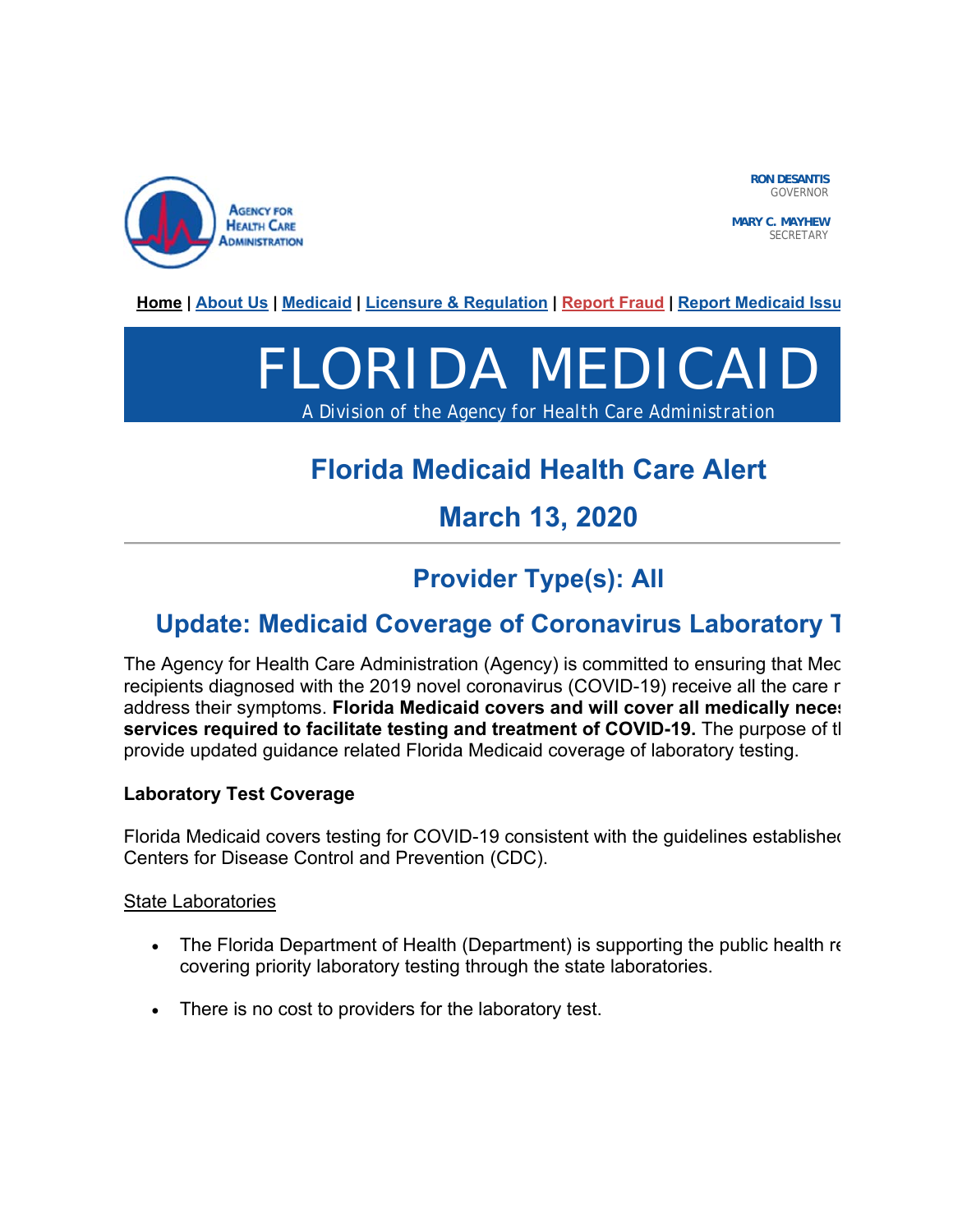AGENCY FOR HEALTH CARE ADMINISTRATION

**RON DESANTIS**
GOVERNOR

**MARY C. MAYHEW**
SECRETARY

**Home** | **About Us** | **Medicaid** | **Licensure & Regulation** | **Report Fraud** | **Report Medicaid Issu**

# FLORIDA MEDICAID

A Division of the Agency for Health Care Administration

## Florida Medicaid Health Care Alert

## March 13, 2020

---

## Provider Type(s): All

## Update: Medicaid Coverage of Coronavirus Laboratory T

The Agency for Health Care Administration (Agency) is committed to ensuring that Med recipients diagnosed with the 2019 novel coronavirus (COVID-19) receive all the care r address their symptoms. **Florida Medicaid covers and will cover all medically nece services required to facilitate testing and treatment of COVID-19.** The purpose of tl provide updated guidance related Florida Medicaid coverage of laboratory testing.

**Laboratory Test Coverage**

Florida Medicaid covers testing for COVID-19 consistent with the guidelines establishe Centers for Disease Control and Prevention (CDC).

<u>State Laboratories</u>

- The Florida Department of Health (Department) is supporting the public health re covering priority laboratory testing through the state laboratories.
- There is no cost to providers for the laboratory test.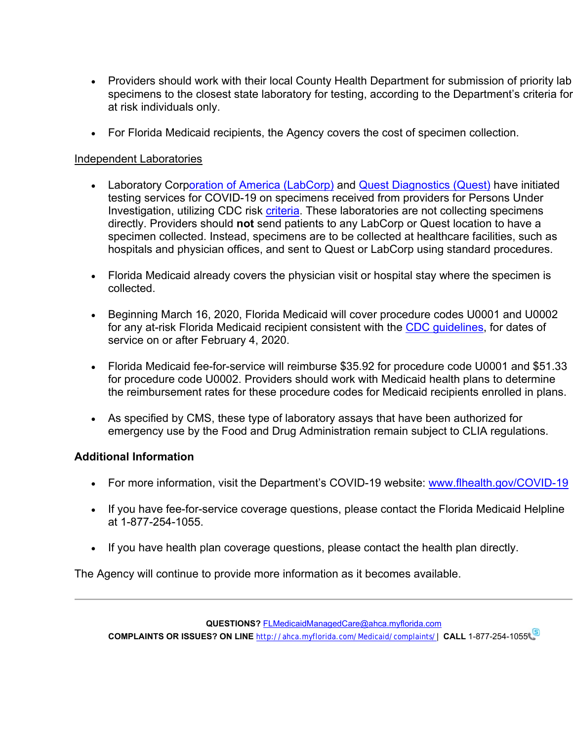- Providers should work with their local County Health Department for submission of priority lab specimens to the closest state laboratory for testing, according to the Department's criteria for at risk individuals only.

- For Florida Medicaid recipients, the Agency covers the cost of specimen collection.

<u>Independent Laboratories</u>

- Laboratory Corporation of America (LabCorp) and Quest Diagnostics (Quest) have initiated testing services for COVID-19 on specimens received from providers for Persons Under Investigation, utilizing CDC risk criteria. These laboratories are not collecting specimens directly. Providers should **not** send patients to any LabCorp or Quest location to have a specimen collected. Instead, specimens are to be collected at healthcare facilities, such as hospitals and physician offices, and sent to Quest or LabCorp using standard procedures.

- Florida Medicaid already covers the physician visit or hospital stay where the specimen is collected.

- Beginning March 16, 2020, Florida Medicaid will cover procedure codes U0001 and U0002 for any at-risk Florida Medicaid recipient consistent with the CDC guidelines, for dates of service on or after February 4, 2020.

- Florida Medicaid fee-for-service will reimburse $35.92 for procedure code U0001 and $51.33 for procedure code U0002. Providers should work with Medicaid health plans to determine the reimbursement rates for these procedure codes for Medicaid recipients enrolled in plans.

- As specified by CMS, these type of laboratory assays that have been authorized for emergency use by the Food and Drug Administration remain subject to CLIA regulations.

**Additional Information**

- For more information, visit the Department's COVID-19 website: www.flhealth.gov/COVID-19

- If you have fee-for-service coverage questions, please contact the Florida Medicaid Helpline at 1-877-254-1055.

- If you have health plan coverage questions, please contact the health plan directly.

The Agency will continue to provide more information as it becomes available.

---

**QUESTIONS?** FLMedicaidManagedCare@ahca.myflorida.com
**COMPLAINTS OR ISSUES? ON LINE** http://ahca.myflorida.com/Medicaid/complaints/ | **CALL** 1-877-254-1055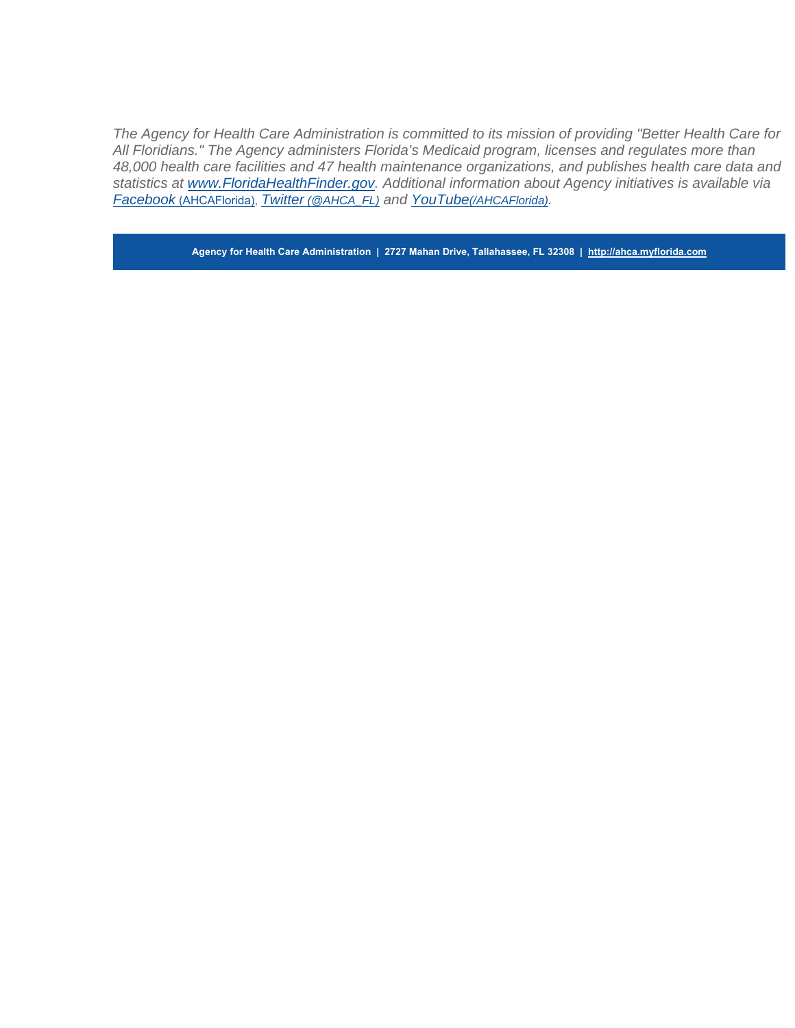*The Agency for Health Care Administration is committed to its mission of providing "Better Health Care for All Floridians." The Agency administers Florida's Medicaid program, licenses and regulates more than 48,000 health care facilities and 47 health maintenance organizations, and publishes health care data and statistics at www.FloridaHealthFinder.gov. Additional information about Agency initiatives is available via Facebook (AHCAFlorida), Twitter (@AHCA_FL) and YouTube(/AHCAFlorida).*

**Agency for Health Care Administration | 2727 Mahan Drive, Tallahassee, FL 32308 | http://ahca.myflorida.com**